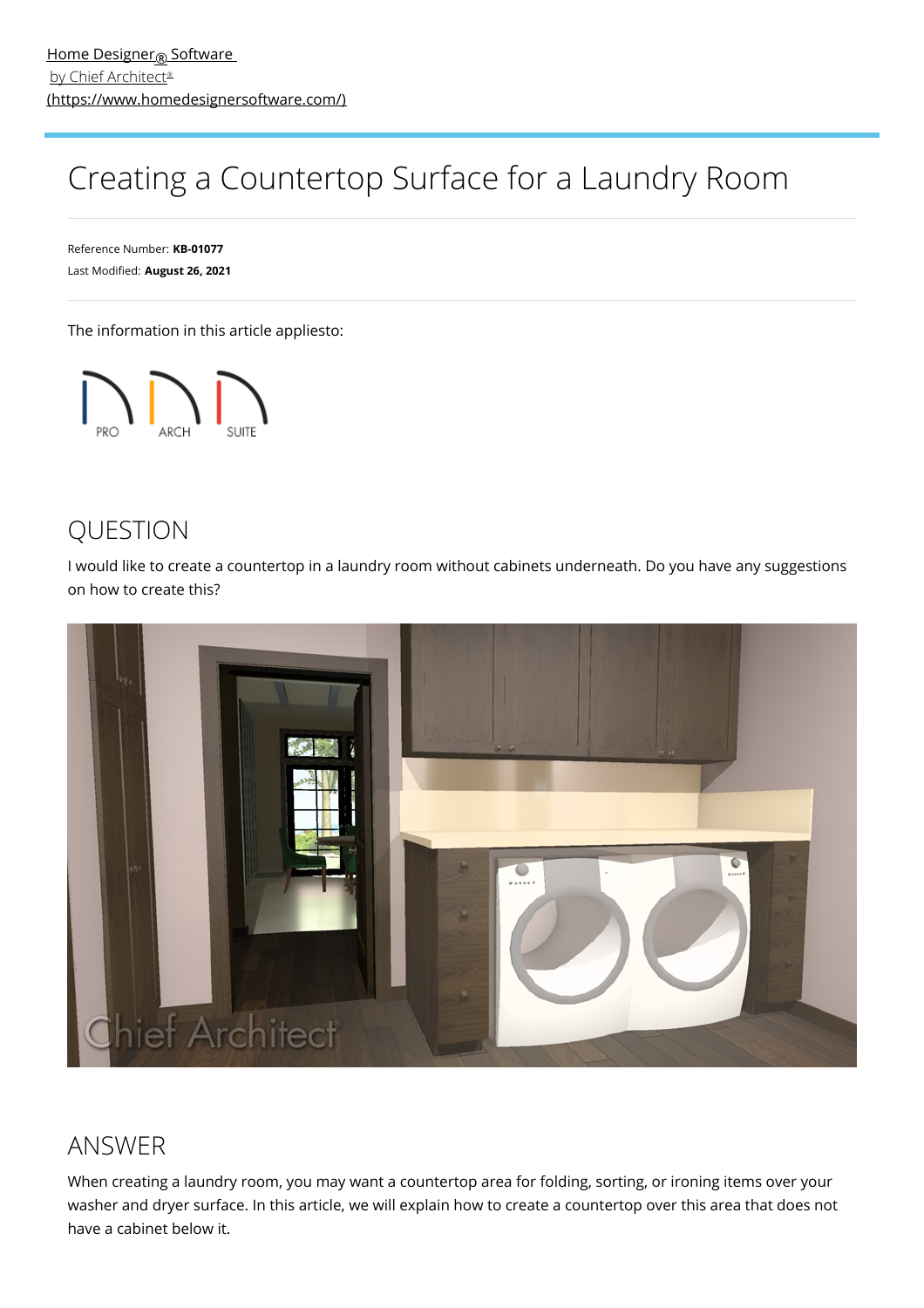[Home Designer® Software by Chief Architect® (https://www.homedesignersoftware.com/)](https://www.homedesignersoftware.com/)

# Creating a Countertop Surface for a Laundry Room

Reference Number: **KB-01077**
Last Modified: **August 26, 2021**

The information in this article appliesto:

PRO ARCH SUITE

## QUESTION

I would like to create a countertop in a laundry room without cabinets underneath. Do you have any suggestions on how to create this?

## ANSWER

When creating a laundry room, you may want a countertop area for folding, sorting, or ironing items over your washer and dryer surface. In this article, we will explain how to create a countertop over this area that does not have a cabinet below it.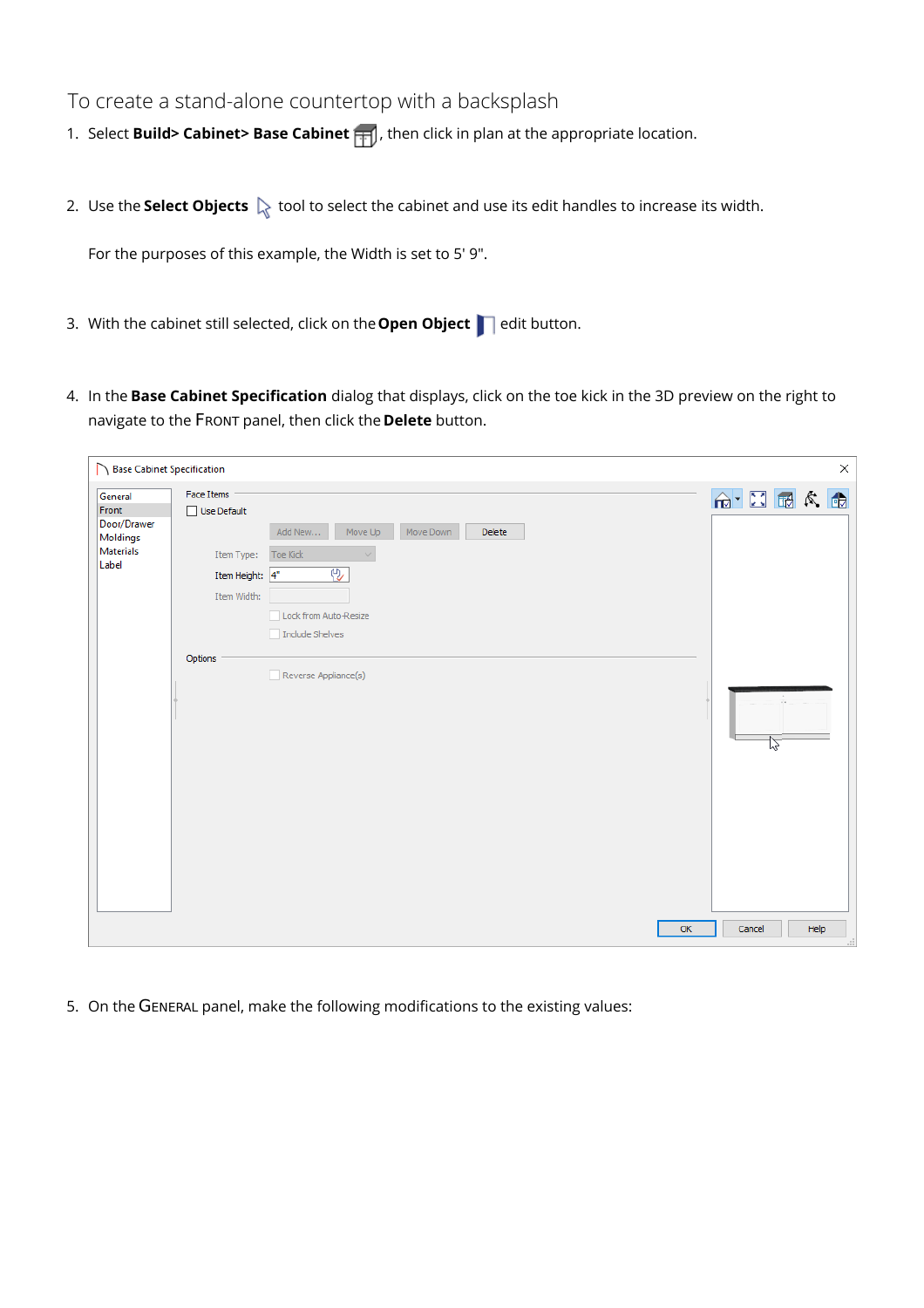## To create a stand-alone countertop with a backsplash

1. Select **Build> Cabinet> Base Cabinet**, then click in plan at the appropriate location.

2. Use the **Select Objects** tool to select the cabinet and use its edit handles to increase its width.

   For the purposes of this example, the Width is set to 5' 9".

3. With the cabinet still selected, click on the **Open Object** edit button.

4. In the **Base Cabinet Specification** dialog that displays, click on the toe kick in the 3D preview on the right to navigate to the FRONT panel, then click the **Delete** button.

5. On the GENERAL panel, make the following modifications to the existing values: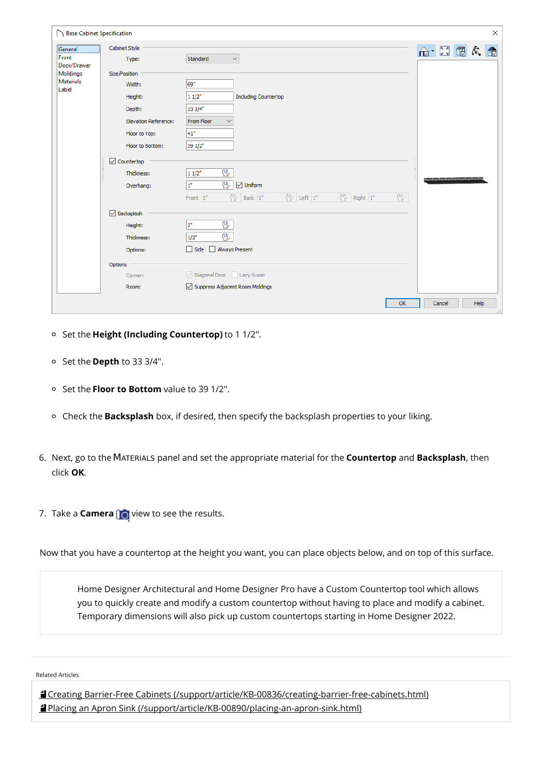- Set the **Height (Including Countertop)** to 1 1/2".
- Set the **Depth** to 33 3/4".
- Set the **Floor to Bottom** value to 39 1/2".
- Check the **Backsplash** box, if desired, then specify the backsplash properties to your liking.

6. Next, go to the MATERIALS panel and set the appropriate material for the **Countertop** and **Backsplash**, then click **OK**.

7. Take a **Camera** view to see the results.

Now that you have a countertop at the height you want, you can place objects below, and on top of this surface.

> Home Designer Architectural and Home Designer Pro have a Custom Countertop tool which allows you to quickly create and modify a custom countertop without having to place and modify a cabinet. Temporary dimensions will also pick up custom countertops starting in Home Designer 2022.

Related Articles

- Creating Barrier-Free Cabinets (/support/article/KB-00836/creating-barrier-free-cabinets.html)
- Placing an Apron Sink (/support/article/KB-00890/placing-an-apron-sink.html)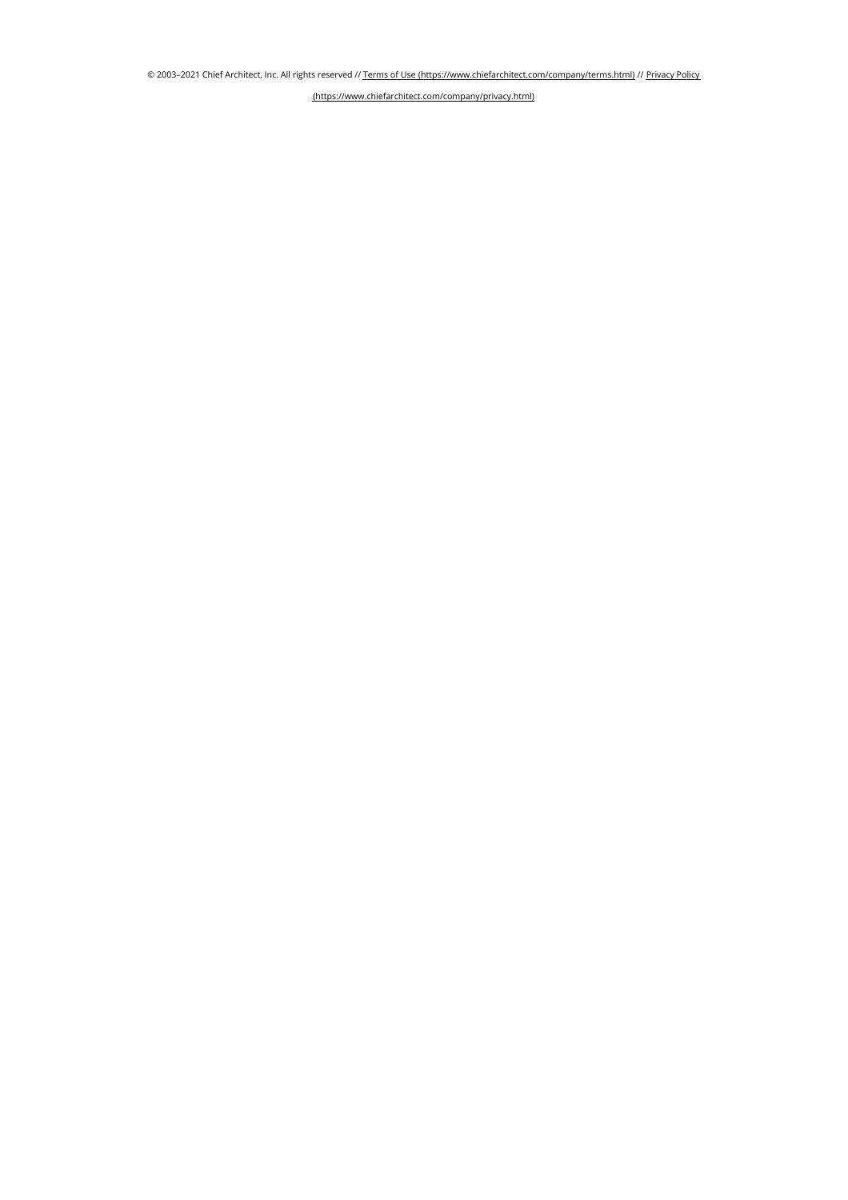© 2003–2021 Chief Architect, Inc. All rights reserved // Terms of Use (https://www.chiefarchitect.com/company/terms.html) // Privacy Policy (https://www.chiefarchitect.com/company/privacy.html)